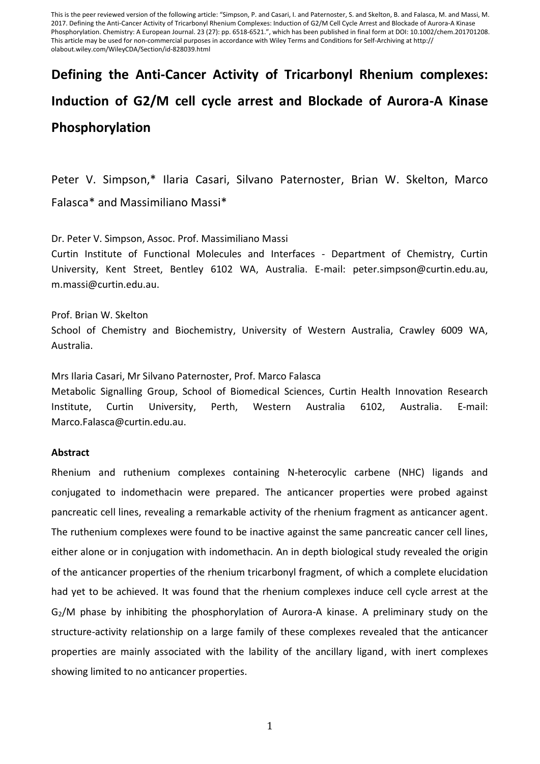This is the peer reviewed version of the following article: "Simpson, P. and Casari, I. and Paternoster, S. and Skelton, B. and Falasca, M. and Massi, M. 2017. Defining the Anti-Cancer Activity of Tricarbonyl Rhenium Complexes: Induction of G2/M Cell Cycle Arrest and Blockade of Aurora-A Kinase Phosphorylation. Chemistry: A European Journal. 23 (27): pp. 6518-6521.", which has been published in final form at DOI: 10.1002/chem.201701208. This article may be used for non-commercial purposes in accordance with Wiley Terms and Conditions for Self-Archiving at http://olabout.wiley.com/WileyCDA/Section/id-828039.html

# Defining the Anti-Cancer Activity of Tricarbonyl Rhenium complexes: Induction of G2/M cell cycle arrest and Blockade of Aurora-A Kinase Phosphorylation

Peter V. Simpson,* Ilaria Casari, Silvano Paternoster, Brian W. Skelton, Marco Falasca* and Massimiliano Massi*

Dr. Peter V. Simpson, Assoc. Prof. Massimiliano Massi
Curtin Institute of Functional Molecules and Interfaces - Department of Chemistry, Curtin University, Kent Street, Bentley 6102 WA, Australia. E-mail: peter.simpson@curtin.edu.au, m.massi@curtin.edu.au.

Prof. Brian W. Skelton
School of Chemistry and Biochemistry, University of Western Australia, Crawley 6009 WA, Australia.

Mrs Ilaria Casari, Mr Silvano Paternoster, Prof. Marco Falasca
Metabolic Signalling Group, School of Biomedical Sciences, Curtin Health Innovation Research Institute, Curtin University, Perth, Western Australia 6102, Australia. E-mail: Marco.Falasca@curtin.edu.au.

**Abstract**

Rhenium and ruthenium complexes containing N-heterocylic carbene (NHC) ligands and conjugated to indomethacin were prepared. The anticancer properties were probed against pancreatic cell lines, revealing a remarkable activity of the rhenium fragment as anticancer agent. The ruthenium complexes were found to be inactive against the same pancreatic cancer cell lines, either alone or in conjugation with indomethacin. An in depth biological study revealed the origin of the anticancer properties of the rhenium tricarbonyl fragment, of which a complete elucidation had yet to be achieved. It was found that the rhenium complexes induce cell cycle arrest at the $G_2$/M phase by inhibiting the phosphorylation of Aurora-A kinase. A preliminary study on the structure-activity relationship on a large family of these complexes revealed that the anticancer properties are mainly associated with the lability of the ancillary ligand, with inert complexes showing limited to no anticancer properties.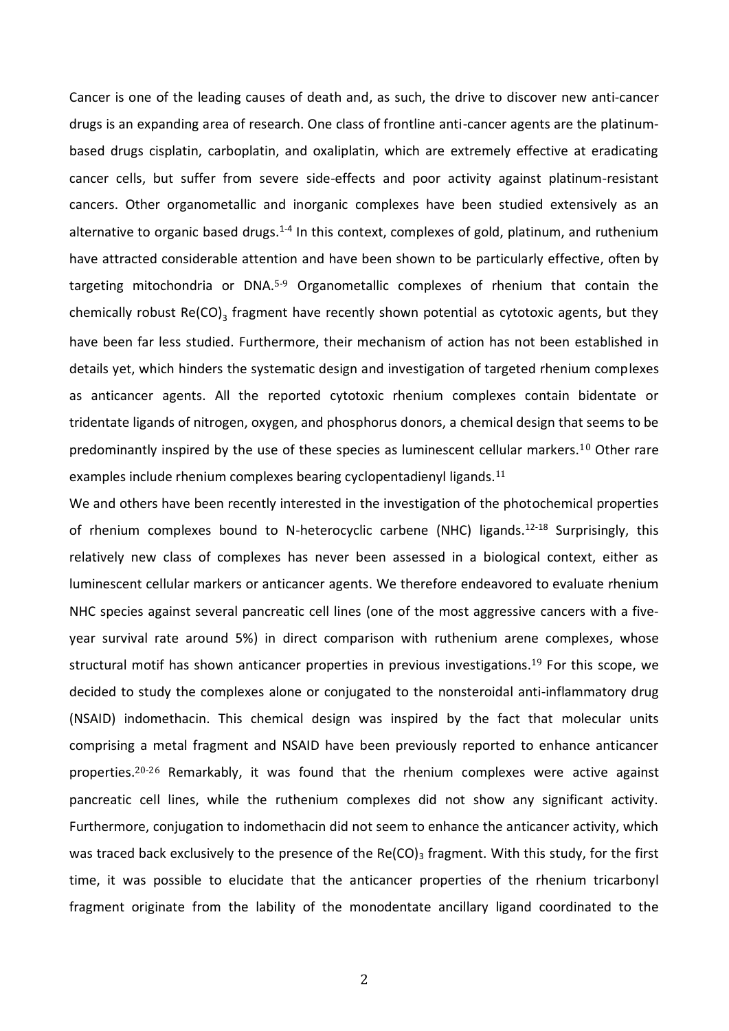Cancer is one of the leading causes of death and, as such, the drive to discover new anti-cancer drugs is an expanding area of research. One class of frontline anti-cancer agents are the platinum-based drugs cisplatin, carboplatin, and oxaliplatin, which are extremely effective at eradicating cancer cells, but suffer from severe side-effects and poor activity against platinum-resistant cancers. Other organometallic and inorganic complexes have been studied extensively as an alternative to organic based drugs.[1-4] In this context, complexes of gold, platinum, and ruthenium have attracted considerable attention and have been shown to be particularly effective, often by targeting mitochondria or DNA.[5-9] Organometallic complexes of rhenium that contain the chemically robust $Re(CO)_3$ fragment have recently shown potential as cytotoxic agents, but they have been far less studied. Furthermore, their mechanism of action has not been established in details yet, which hinders the systematic design and investigation of targeted rhenium complexes as anticancer agents. All the reported cytotoxic rhenium complexes contain bidentate or tridentate ligands of nitrogen, oxygen, and phosphorus donors, a chemical design that seems to be predominantly inspired by the use of these species as luminescent cellular markers.[10] Other rare examples include rhenium complexes bearing cyclopentadienyl ligands.[11]

We and others have been recently interested in the investigation of the photochemical properties of rhenium complexes bound to N-heterocyclic carbene (NHC) ligands.[12-18] Surprisingly, this relatively new class of complexes has never been assessed in a biological context, either as luminescent cellular markers or anticancer agents. We therefore endeavored to evaluate rhenium NHC species against several pancreatic cell lines (one of the most aggressive cancers with a five-year survival rate around 5%) in direct comparison with ruthenium arene complexes, whose structural motif has shown anticancer properties in previous investigations.[19] For this scope, we decided to study the complexes alone or conjugated to the nonsteroidal anti-inflammatory drug (NSAID) indomethacin. This chemical design was inspired by the fact that molecular units comprising a metal fragment and NSAID have been previously reported to enhance anticancer properties.[20-26] Remarkably, it was found that the rhenium complexes were active against pancreatic cell lines, while the ruthenium complexes did not show any significant activity. Furthermore, conjugation to indomethacin did not seem to enhance the anticancer activity, which was traced back exclusively to the presence of the $Re(CO)_3$ fragment. With this study, for the first time, it was possible to elucidate that the anticancer properties of the rhenium tricarbonyl fragment originate from the lability of the monodentate ancillary ligand coordinated to the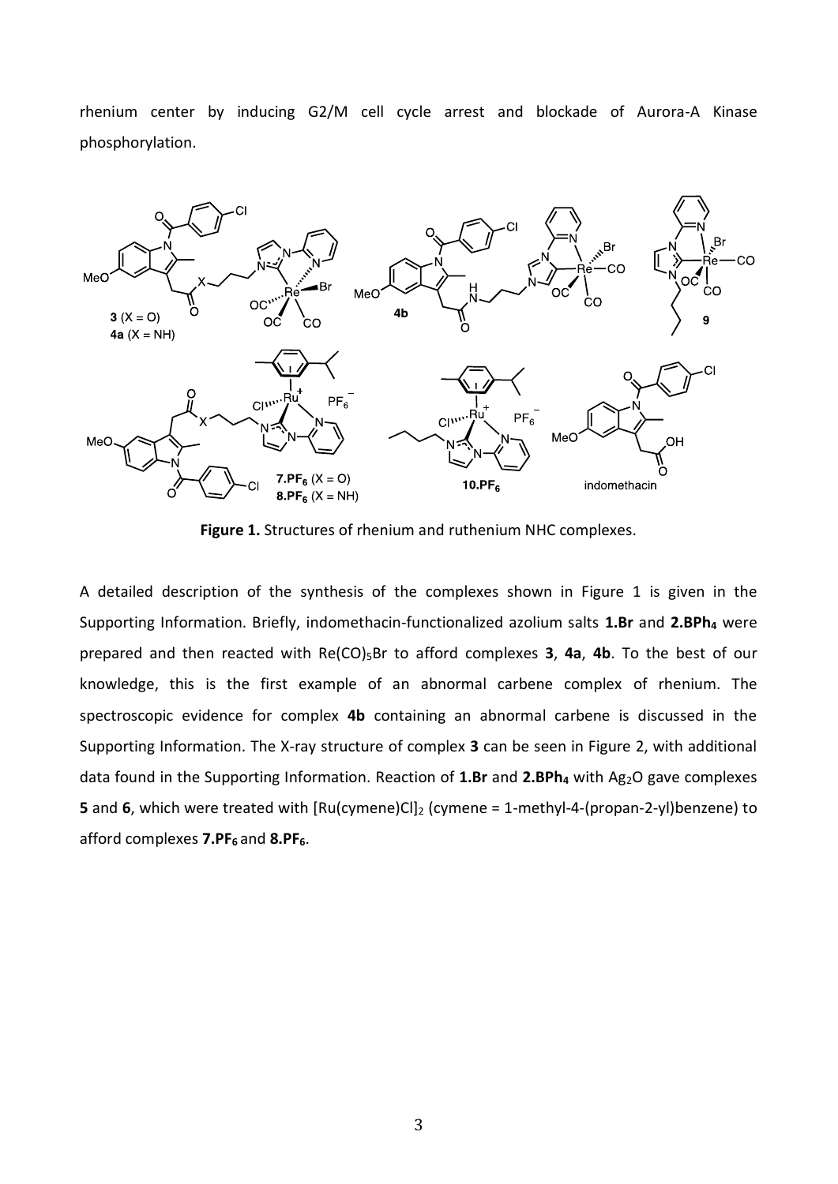rhenium center by inducing G2/M cell cycle arrest and blockade of Aurora-A Kinase phosphorylation.

**Figure 1.** Structures of rhenium and ruthenium NHC complexes.

A detailed description of the synthesis of the complexes shown in Figure 1 is given in the Supporting Information. Briefly, indomethacin-functionalized azolium salts **1.Br** and **2.BPh$_4$** were prepared and then reacted with $Re(CO)_5Br$ to afford complexes **3**, **4a**, **4b**. To the best of our knowledge, this is the first example of an abnormal carbene complex of rhenium. The spectroscopic evidence for complex **4b** containing an abnormal carbene is discussed in the Supporting Information. The X-ray structure of complex **3** can be seen in Figure 2, with additional data found in the Supporting Information. Reaction of **1.Br** and **2.BPh$_4$** with $Ag_2O$ gave complexes **5** and **6**, which were treated with $[Ru(cymene)Cl]_2$ (cymene = 1-methyl-4-(propan-2-yl)benzene) to afford complexes **7.PF$_6$** and **8.PF$_6$**.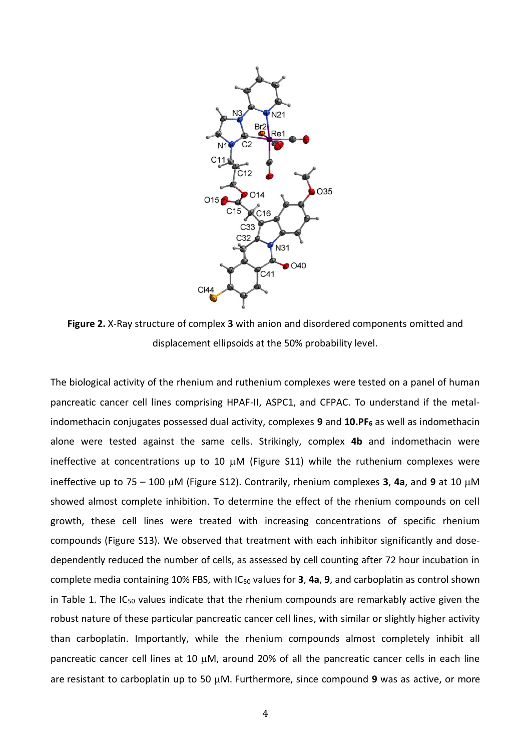**Figure 2.** X-Ray structure of complex **3** with anion and disordered components omitted and displacement ellipsoids at the 50% probability level.

The biological activity of the rhenium and ruthenium complexes were tested on a panel of human pancreatic cancer cell lines comprising HPAF-II, ASPC1, and CFPAC. To understand if the metal-indomethacin conjugates possessed dual activity, complexes **9** and **10.PF$_6$** as well as indomethacin alone were tested against the same cells. Strikingly, complex **4b** and indomethacin were ineffective at concentrations up to 10 μM (Figure S11) while the ruthenium complexes were ineffective up to 75 – 100 μM (Figure S12). Contrarily, rhenium complexes **3**, **4a**, and **9** at 10 μM showed almost complete inhibition. To determine the effect of the rhenium compounds on cell growth, these cell lines were treated with increasing concentrations of specific rhenium compounds (Figure S13). We observed that treatment with each inhibitor significantly and dose-dependently reduced the number of cells, as assessed by cell counting after 72 hour incubation in complete media containing 10% FBS, with $IC_{50}$ values for **3**, **4a**, **9**, and carboplatin as control shown in Table 1. The $IC_{50}$ values indicate that the rhenium compounds are remarkably active given the robust nature of these particular pancreatic cancer cell lines, with similar or slightly higher activity than carboplatin. Importantly, while the rhenium compounds almost completely inhibit all pancreatic cancer cell lines at 10 μM, around 20% of all the pancreatic cancer cells in each line are resistant to carboplatin up to 50 μM. Furthermore, since compound **9** was as active, or more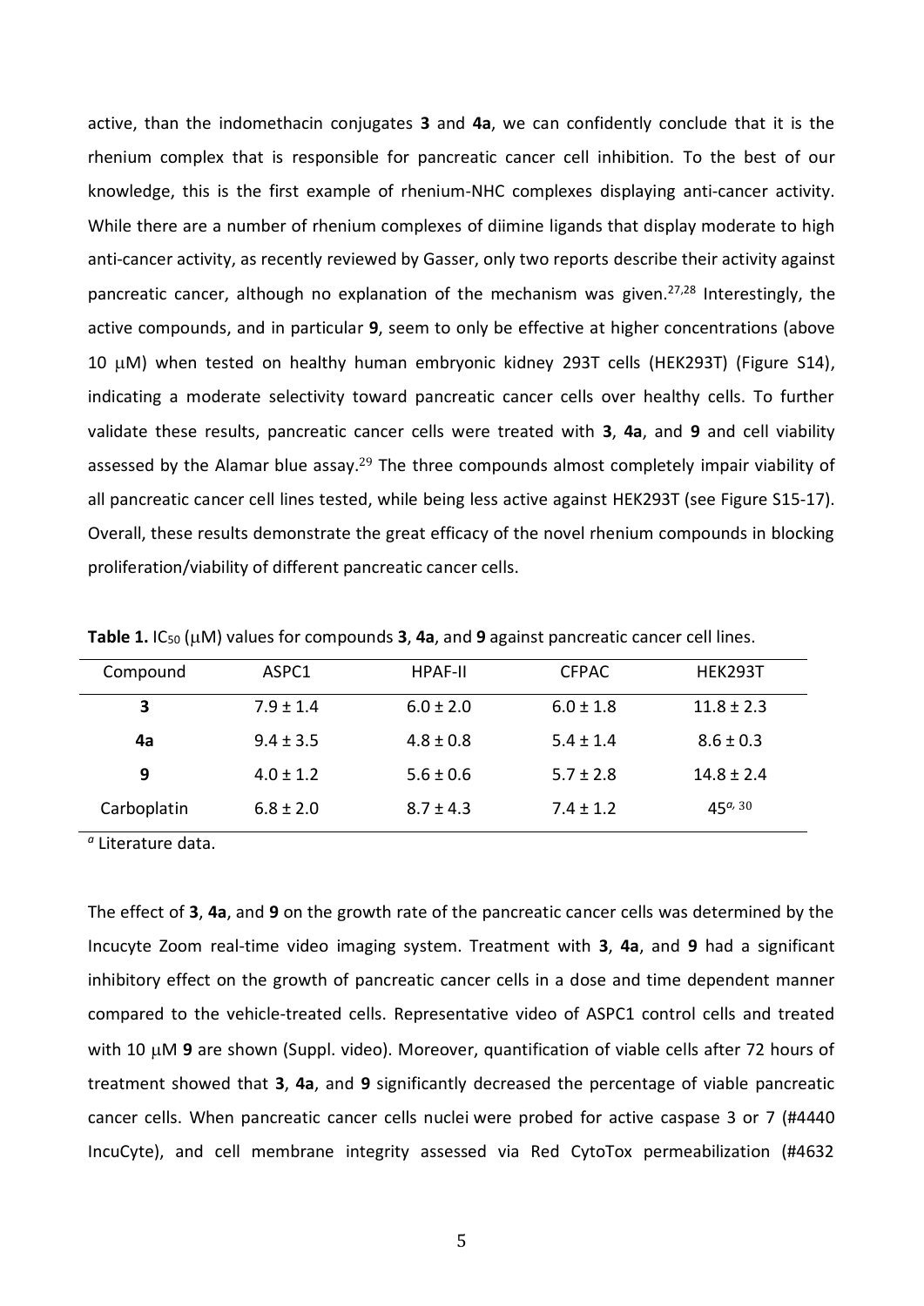active, than the indomethacin conjugates **3** and **4a**, we can confidently conclude that it is the rhenium complex that is responsible for pancreatic cancer cell inhibition. To the best of our knowledge, this is the first example of rhenium-NHC complexes displaying anti-cancer activity. While there are a number of rhenium complexes of diimine ligands that display moderate to high anti-cancer activity, as recently reviewed by Gasser, only two reports describe their activity against pancreatic cancer, although no explanation of the mechanism was given.[27,28] Interestingly, the active compounds, and in particular **9**, seem to only be effective at higher concentrations (above 10 μM) when tested on healthy human embryonic kidney 293T cells (HEK293T) (Figure S14), indicating a moderate selectivity toward pancreatic cancer cells over healthy cells. To further validate these results, pancreatic cancer cells were treated with **3**, **4a**, and **9** and cell viability assessed by the Alamar blue assay.[29] The three compounds almost completely impair viability of all pancreatic cancer cell lines tested, while being less active against HEK293T (see Figure S15-17). Overall, these results demonstrate the great efficacy of the novel rhenium compounds in blocking proliferation/viability of different pancreatic cancer cells.

**Table 1.** $IC_{50}$ (μM) values for compounds **3**, **4a**, and **9** against pancreatic cancer cell lines.

| Compound | ASPC1 | HPAF-II | CFPAC | HEK293T |
|---|---|---|---|---|
| **3** | 7.9 ± 1.4 | 6.0 ± 2.0 | 6.0 ± 1.8 | 11.8 ± 2.3 |
| **4a** | 9.4 ± 3.5 | 4.8 ± 0.8 | 5.4 ± 1.4 | 8.6 ± 0.3 |
| **9** | 4.0 ± 1.2 | 5.6 ± 0.6 | 5.7 ± 2.8 | 14.8 ± 2.4 |
| Carboplatin | 6.8 ± 2.0 | 8.7 ± 4.3 | 7.4 ± 1.2 | 45[a, 30] |

[a] Literature data.

The effect of **3**, **4a**, and **9** on the growth rate of the pancreatic cancer cells was determined by the Incucyte Zoom real-time video imaging system. Treatment with **3**, **4a**, and **9** had a significant inhibitory effect on the growth of pancreatic cancer cells in a dose and time dependent manner compared to the vehicle-treated cells. Representative video of ASPC1 control cells and treated with 10 μM **9** are shown (Suppl. video). Moreover, quantification of viable cells after 72 hours of treatment showed that **3**, **4a**, and **9** significantly decreased the percentage of viable pancreatic cancer cells. When pancreatic cancer cells nuclei were probed for active caspase 3 or 7 (#4440 IncuCyte), and cell membrane integrity assessed via Red CytoTox permeabilization (#4632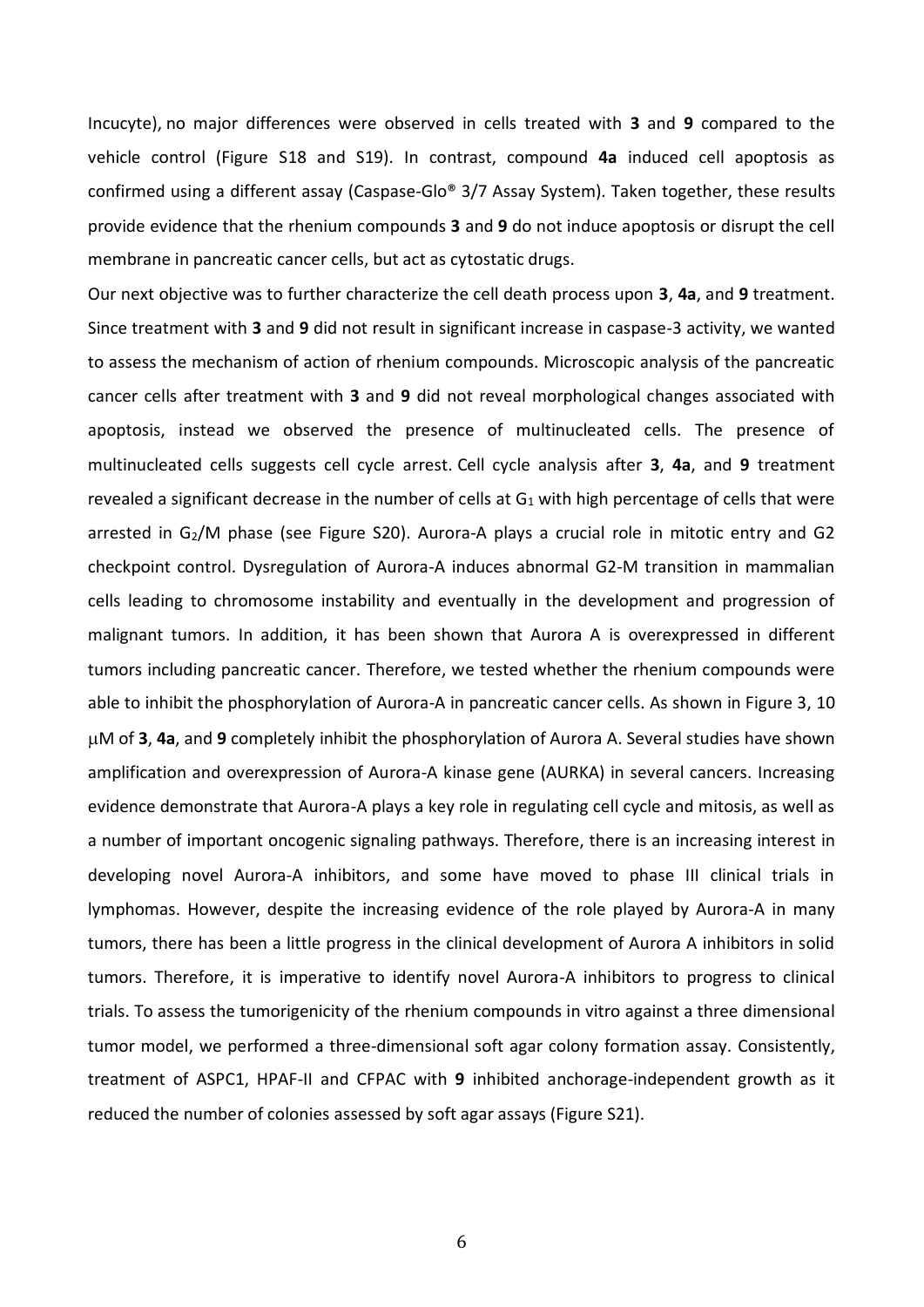Incucyte), no major differences were observed in cells treated with **3** and **9** compared to the vehicle control (Figure S18 and S19). In contrast, compound **4a** induced cell apoptosis as confirmed using a different assay (Caspase-Glo® 3/7 Assay System). Taken together, these results provide evidence that the rhenium compounds **3** and **9** do not induce apoptosis or disrupt the cell membrane in pancreatic cancer cells, but act as cytostatic drugs.

Our next objective was to further characterize the cell death process upon **3**, **4a**, and **9** treatment. Since treatment with **3** and **9** did not result in significant increase in caspase-3 activity, we wanted to assess the mechanism of action of rhenium compounds. Microscopic analysis of the pancreatic cancer cells after treatment with **3** and **9** did not reveal morphological changes associated with apoptosis, instead we observed the presence of multinucleated cells. The presence of multinucleated cells suggests cell cycle arrest. Cell cycle analysis after **3**, **4a**, and **9** treatment revealed a significant decrease in the number of cells at $G_1$ with high percentage of cells that were arrested in $G_2$/M phase (see Figure S20). Aurora-A plays a crucial role in mitotic entry and G2 checkpoint control. Dysregulation of Aurora-A induces abnormal G2-M transition in mammalian cells leading to chromosome instability and eventually in the development and progression of malignant tumors. In addition, it has been shown that Aurora A is overexpressed in different tumors including pancreatic cancer. Therefore, we tested whether the rhenium compounds were able to inhibit the phosphorylation of Aurora-A in pancreatic cancer cells. As shown in Figure 3, 10 μM of **3**, **4a**, and **9** completely inhibit the phosphorylation of Aurora A. Several studies have shown amplification and overexpression of Aurora-A kinase gene (AURKA) in several cancers. Increasing evidence demonstrate that Aurora-A plays a key role in regulating cell cycle and mitosis, as well as a number of important oncogenic signaling pathways. Therefore, there is an increasing interest in developing novel Aurora-A inhibitors, and some have moved to phase III clinical trials in lymphomas. However, despite the increasing evidence of the role played by Aurora-A in many tumors, there has been a little progress in the clinical development of Aurora A inhibitors in solid tumors. Therefore, it is imperative to identify novel Aurora-A inhibitors to progress to clinical trials. To assess the tumorigenicity of the rhenium compounds in vitro against a three dimensional tumor model, we performed a three-dimensional soft agar colony formation assay. Consistently, treatment of ASPC1, HPAF-II and CFPAC with **9** inhibited anchorage-independent growth as it reduced the number of colonies assessed by soft agar assays (Figure S21).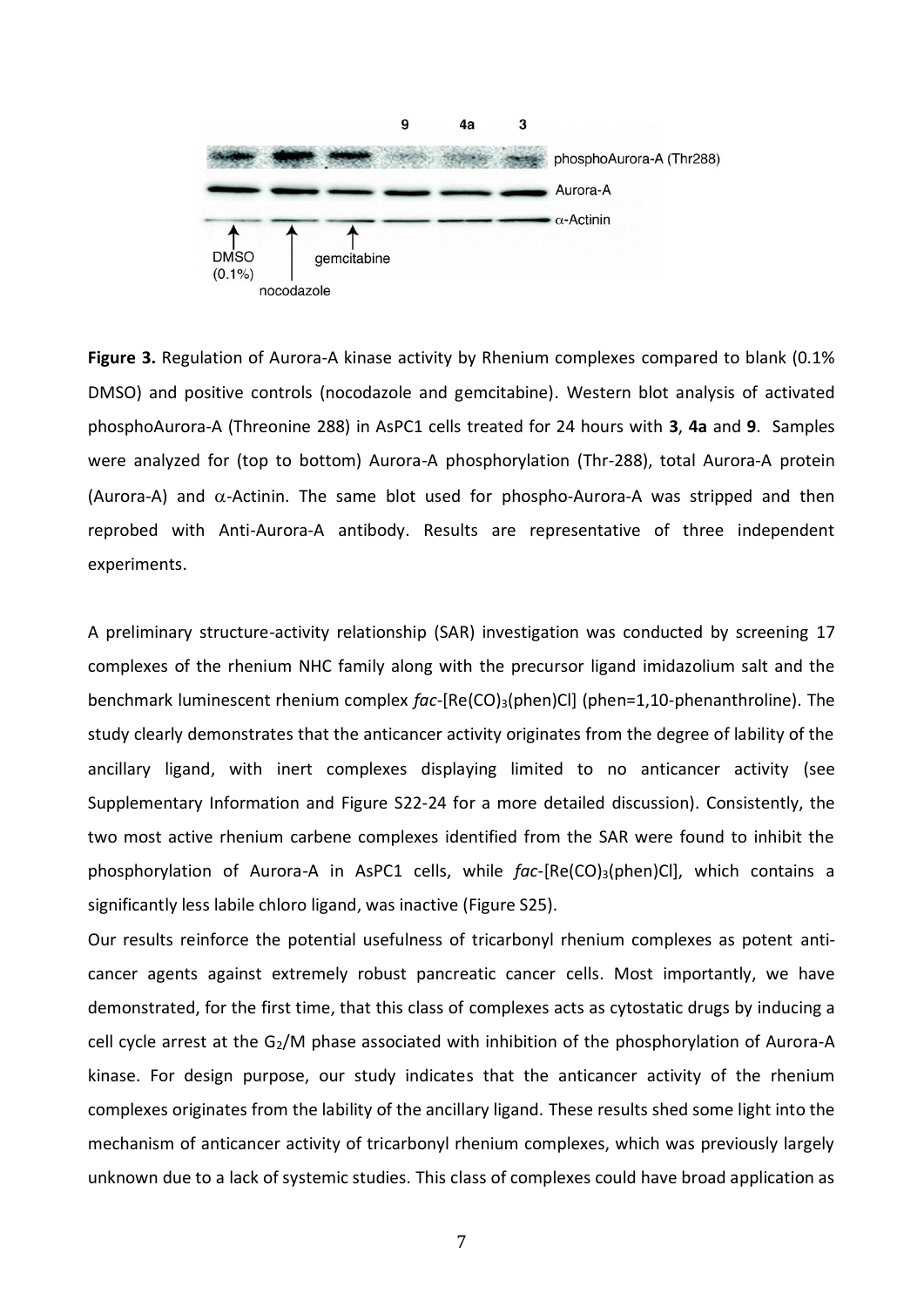**Figure 3.** Regulation of Aurora-A kinase activity by Rhenium complexes compared to blank (0.1% DMSO) and positive controls (nocodazole and gemcitabine). Western blot analysis of activated phosphoAurora-A (Threonine 288) in AsPC1 cells treated for 24 hours with **3**, **4a** and **9**. Samples were analyzed for (top to bottom) Aurora-A phosphorylation (Thr-288), total Aurora-A protein (Aurora-A) and $\alpha$-Actinin. The same blot used for phospho-Aurora-A was stripped and then reprobed with Anti-Aurora-A antibody. Results are representative of three independent experiments.

A preliminary structure-activity relationship (SAR) investigation was conducted by screening 17 complexes of the rhenium NHC family along with the precursor ligand imidazolium salt and the benchmark luminescent rhenium complex *fac*-[Re(CO)$_3$(phen)Cl] (phen=1,10-phenanthroline). The study clearly demonstrates that the anticancer activity originates from the degree of lability of the ancillary ligand, with inert complexes displaying limited to no anticancer activity (see Supplementary Information and Figure S22-24 for a more detailed discussion). Consistently, the two most active rhenium carbene complexes identified from the SAR were found to inhibit the phosphorylation of Aurora-A in AsPC1 cells, while *fac*-[Re(CO)$_3$(phen)Cl], which contains a significantly less labile chloro ligand, was inactive (Figure S25).

Our results reinforce the potential usefulness of tricarbonyl rhenium complexes as potent anti-cancer agents against extremely robust pancreatic cancer cells. Most importantly, we have demonstrated, for the first time, that this class of complexes acts as cytostatic drugs by inducing a cell cycle arrest at the $G_2$/M phase associated with inhibition of the phosphorylation of Aurora-A kinase. For design purpose, our study indicates that the anticancer activity of the rhenium complexes originates from the lability of the ancillary ligand. These results shed some light into the mechanism of anticancer activity of tricarbonyl rhenium complexes, which was previously largely unknown due to a lack of systemic studies. This class of complexes could have broad application as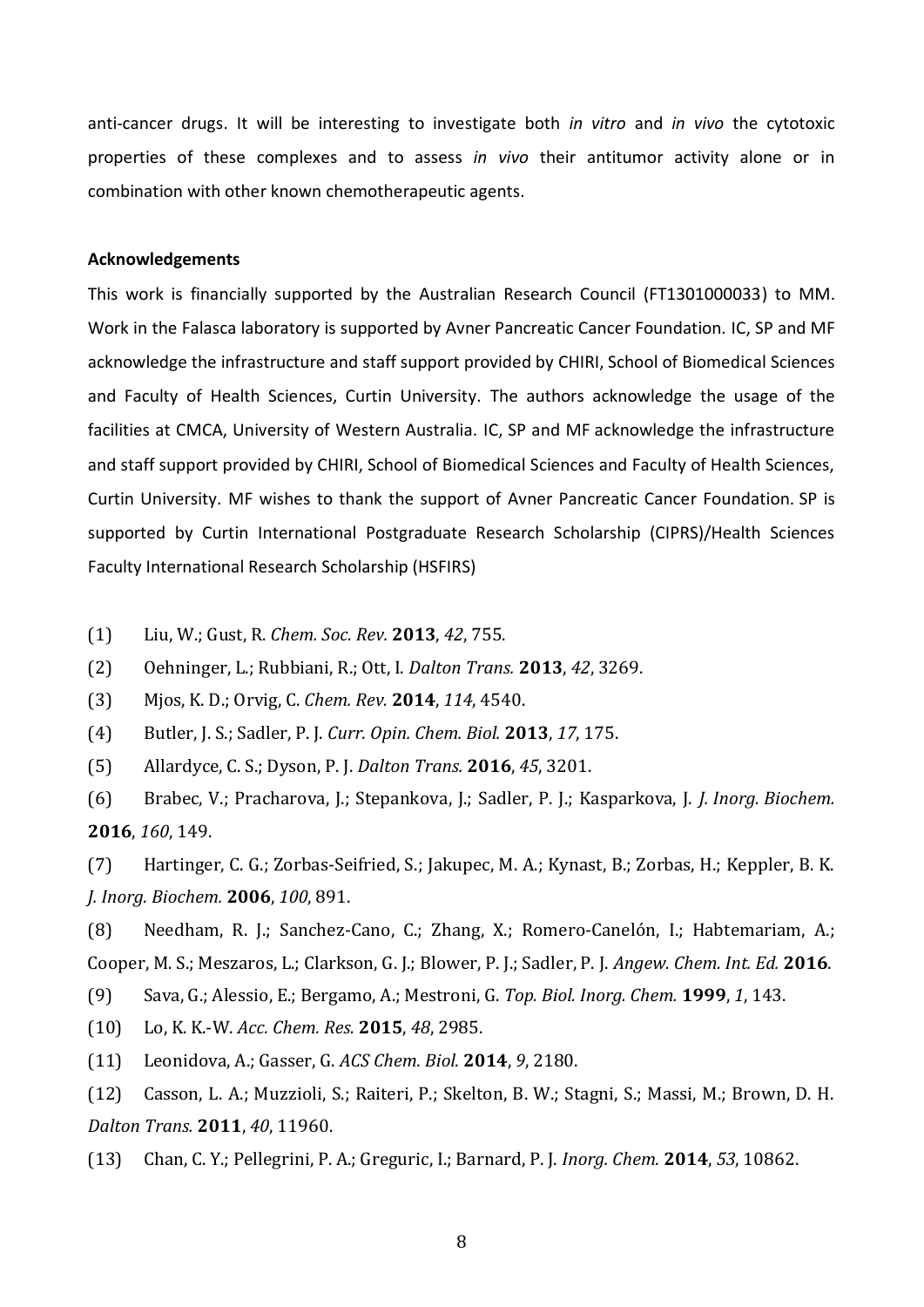anti-cancer drugs. It will be interesting to investigate both *in vitro* and *in vivo* the cytotoxic properties of these complexes and to assess *in vivo* their antitumor activity alone or in combination with other known chemotherapeutic agents.

**Acknowledgements**

This work is financially supported by the Australian Research Council (FT1301000033) to MM. Work in the Falasca laboratory is supported by Avner Pancreatic Cancer Foundation. IC, SP and MF acknowledge the infrastructure and staff support provided by CHIRI, School of Biomedical Sciences and Faculty of Health Sciences, Curtin University. The authors acknowledge the usage of the facilities at CMCA, University of Western Australia. IC, SP and MF acknowledge the infrastructure and staff support provided by CHIRI, School of Biomedical Sciences and Faculty of Health Sciences, Curtin University. MF wishes to thank the support of Avner Pancreatic Cancer Foundation. SP is supported by Curtin International Postgraduate Research Scholarship (CIPRS)/Health Sciences Faculty International Research Scholarship (HSFIRS)

(1) Liu, W.; Gust, R. *Chem. Soc. Rev.* **2013**, *42*, 755.

(2) Oehninger, L.; Rubbiani, R.; Ott, I. *Dalton Trans.* **2013**, *42*, 3269.

(3) Mjos, K. D.; Orvig, C. *Chem. Rev.* **2014**, *114*, 4540.

(4) Butler, J. S.; Sadler, P. J. *Curr. Opin. Chem. Biol.* **2013**, *17*, 175.

(5) Allardyce, C. S.; Dyson, P. J. *Dalton Trans.* **2016**, *45*, 3201.

(6) Brabec, V.; Pracharova, J.; Stepankova, J.; Sadler, P. J.; Kasparkova, J. *J. Inorg. Biochem.* **2016**, *160*, 149.

(7) Hartinger, C. G.; Zorbas-Seifried, S.; Jakupec, M. A.; Kynast, B.; Zorbas, H.; Keppler, B. K. *J. Inorg. Biochem.* **2006**, *100*, 891.

(8) Needham, R. J.; Sanchez-Cano, C.; Zhang, X.; Romero-Canelón, I.; Habtemariam, A.; Cooper, M. S.; Meszaros, L.; Clarkson, G. J.; Blower, P. J.; Sadler, P. J. *Angew. Chem. Int. Ed.* **2016**.

(9) Sava, G.; Alessio, E.; Bergamo, A.; Mestroni, G. *Top. Biol. Inorg. Chem.* **1999**, *1*, 143.

(10) Lo, K. K.-W. *Acc. Chem. Res.* **2015**, *48*, 2985.

(11) Leonidova, A.; Gasser, G. *ACS Chem. Biol.* **2014**, *9*, 2180.

(12) Casson, L. A.; Muzzioli, S.; Raiteri, P.; Skelton, B. W.; Stagni, S.; Massi, M.; Brown, D. H. *Dalton Trans.* **2011**, *40*, 11960.

(13) Chan, C. Y.; Pellegrini, P. A.; Greguric, I.; Barnard, P. J. *Inorg. Chem.* **2014**, *53*, 10862.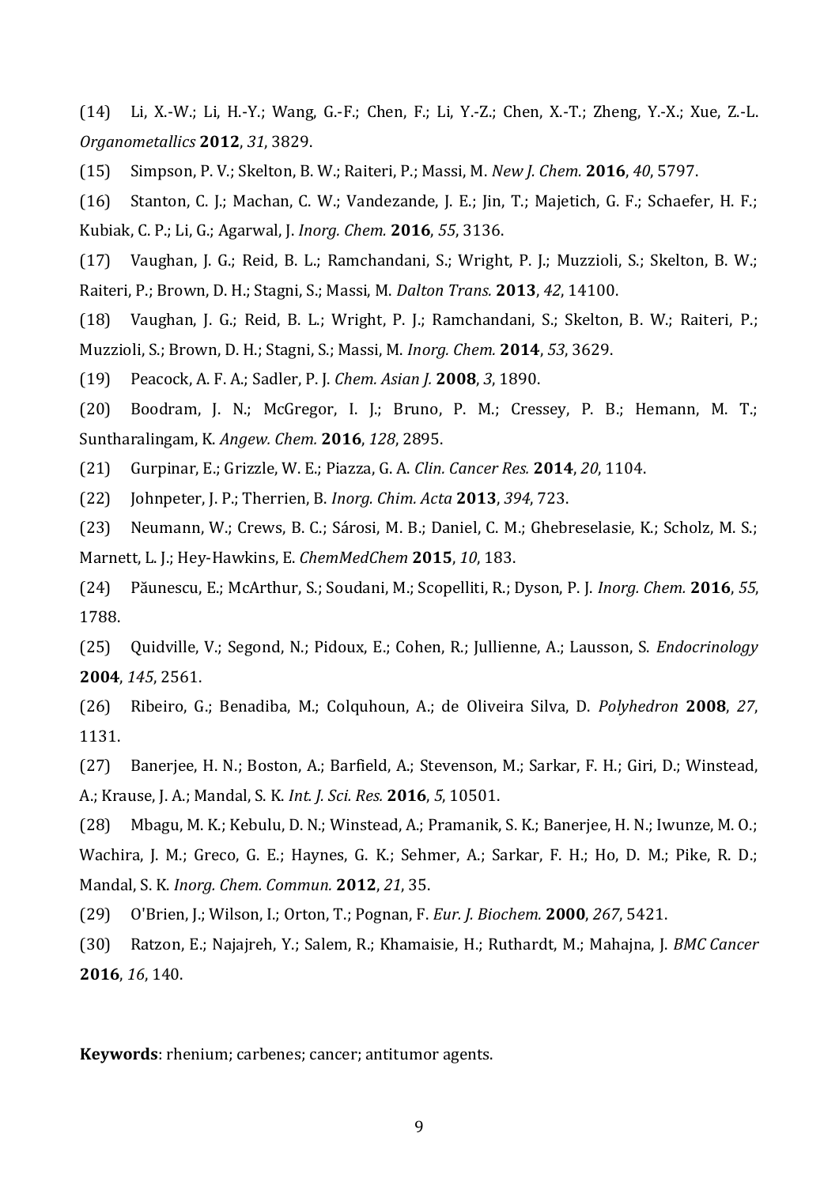(14) Li, X.-W.; Li, H.-Y.; Wang, G.-F.; Chen, F.; Li, Y.-Z.; Chen, X.-T.; Zheng, Y.-X.; Xue, Z.-L. *Organometallics* **2012**, *31*, 3829.

(15) Simpson, P. V.; Skelton, B. W.; Raiteri, P.; Massi, M. *New J. Chem.* **2016**, *40*, 5797.

(16) Stanton, C. J.; Machan, C. W.; Vandezande, J. E.; Jin, T.; Majetich, G. F.; Schaefer, H. F.; Kubiak, C. P.; Li, G.; Agarwal, J. *Inorg. Chem.* **2016**, *55*, 3136.

(17) Vaughan, J. G.; Reid, B. L.; Ramchandani, S.; Wright, P. J.; Muzzioli, S.; Skelton, B. W.; Raiteri, P.; Brown, D. H.; Stagni, S.; Massi, M. *Dalton Trans.* **2013**, *42*, 14100.

(18) Vaughan, J. G.; Reid, B. L.; Wright, P. J.; Ramchandani, S.; Skelton, B. W.; Raiteri, P.; Muzzioli, S.; Brown, D. H.; Stagni, S.; Massi, M. *Inorg. Chem.* **2014**, *53*, 3629.

(19) Peacock, A. F. A.; Sadler, P. J. *Chem. Asian J.* **2008**, *3*, 1890.

(20) Boodram, J. N.; McGregor, I. J.; Bruno, P. M.; Cressey, P. B.; Hemann, M. T.; Suntharalingam, K. *Angew. Chem.* **2016**, *128*, 2895.

(21) Gurpinar, E.; Grizzle, W. E.; Piazza, G. A. *Clin. Cancer Res.* **2014**, *20*, 1104.

(22) Johnpeter, J. P.; Therrien, B. *Inorg. Chim. Acta* **2013**, *394*, 723.

(23) Neumann, W.; Crews, B. C.; Sárosi, M. B.; Daniel, C. M.; Ghebreselasie, K.; Scholz, M. S.; Marnett, L. J.; Hey-Hawkins, E. *ChemMedChem* **2015**, *10*, 183.

(24) Păunescu, E.; McArthur, S.; Soudani, M.; Scopelliti, R.; Dyson, P. J. *Inorg. Chem.* **2016**, *55*, 1788.

(25) Quidville, V.; Segond, N.; Pidoux, E.; Cohen, R.; Jullienne, A.; Lausson, S. *Endocrinology* **2004**, *145*, 2561.

(26) Ribeiro, G.; Benadiba, M.; Colquhoun, A.; de Oliveira Silva, D. *Polyhedron* **2008**, *27*, 1131.

(27) Banerjee, H. N.; Boston, A.; Barfield, A.; Stevenson, M.; Sarkar, F. H.; Giri, D.; Winstead, A.; Krause, J. A.; Mandal, S. K. *Int. J. Sci. Res.* **2016**, *5*, 10501.

(28) Mbagu, M. K.; Kebulu, D. N.; Winstead, A.; Pramanik, S. K.; Banerjee, H. N.; Iwunze, M. O.; Wachira, J. M.; Greco, G. E.; Haynes, G. K.; Sehmer, A.; Sarkar, F. H.; Ho, D. M.; Pike, R. D.; Mandal, S. K. *Inorg. Chem. Commun.* **2012**, *21*, 35.

(29) O'Brien, J.; Wilson, I.; Orton, T.; Pognan, F. *Eur. J. Biochem.* **2000**, *267*, 5421.

(30) Ratzon, E.; Najajreh, Y.; Salem, R.; Khamaisie, H.; Ruthardt, M.; Mahajna, J. *BMC Cancer* **2016**, *16*, 140.

**Keywords**: rhenium; carbenes; cancer; antitumor agents.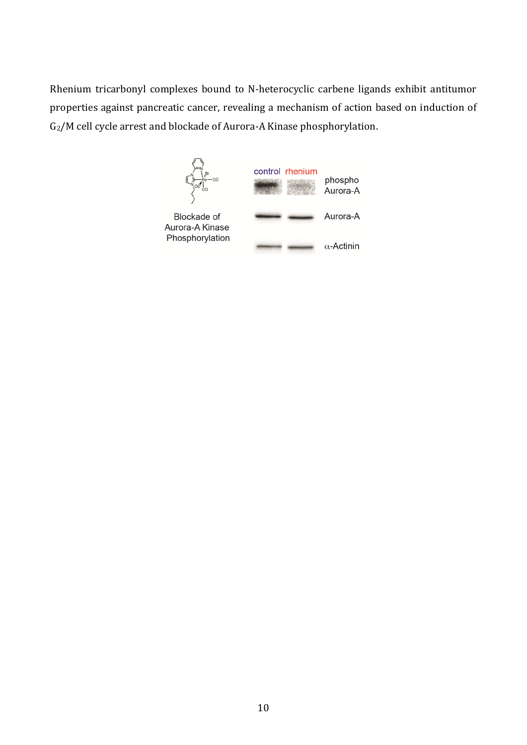Rhenium tricarbonyl complexes bound to N-heterocyclic carbene ligands exhibit antitumor properties against pancreatic cancer, revealing a mechanism of action based on induction of $G_2$/M cell cycle arrest and blockade of Aurora-A Kinase phosphorylation.

Blockade of Aurora-A Kinase Phosphorylation

control rhenium

phospho Aurora-A

Aurora-A

α-Actinin